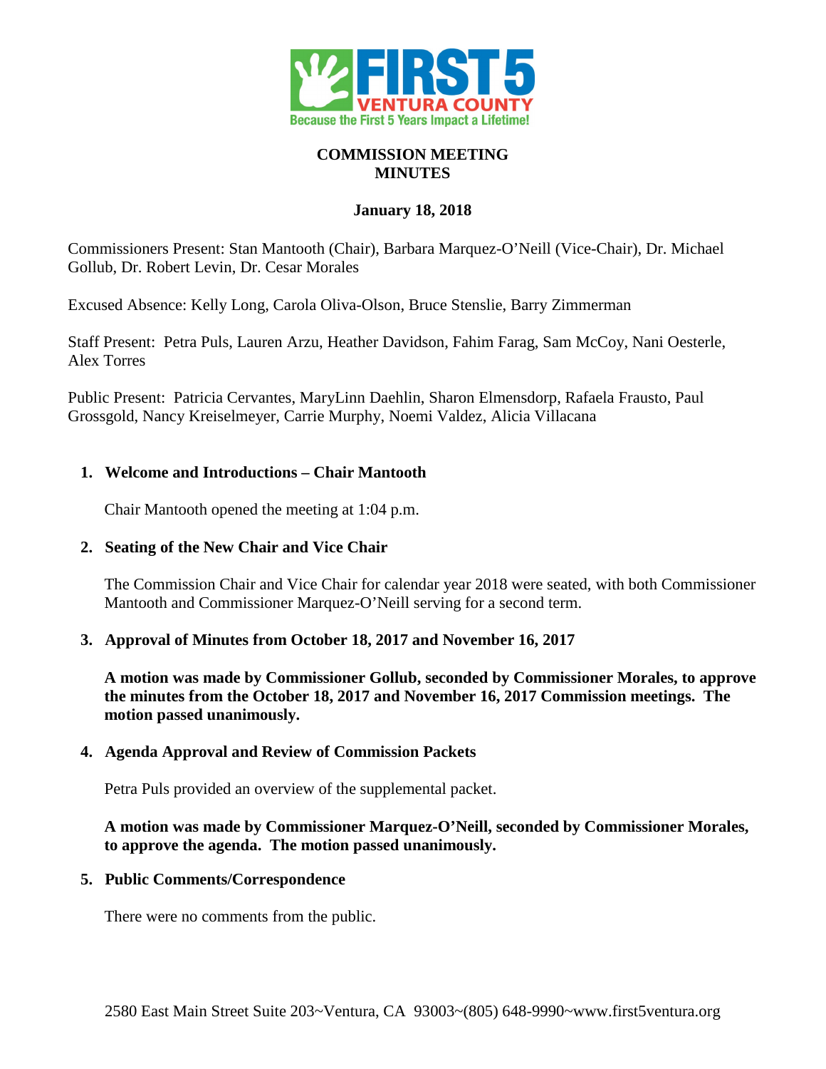FIRST 5 VENTURA COUNTY
Because the First 5 Years Impact a Lifetime!

# COMMISSION MEETING MINUTES

**January 18, 2018**

Commissioners Present: Stan Mantooth (Chair), Barbara Marquez-O'Neill (Vice-Chair), Dr. Michael Gollub, Dr. Robert Levin, Dr. Cesar Morales

Excused Absence: Kelly Long, Carola Oliva-Olson, Bruce Stenslie, Barry Zimmerman

Staff Present: Petra Puls, Lauren Arzu, Heather Davidson, Fahim Farag, Sam McCoy, Nani Oesterle, Alex Torres

Public Present: Patricia Cervantes, MaryLinn Daehlin, Sharon Elmensdorp, Rafaela Frausto, Paul Grossgold, Nancy Kreiselmeyer, Carrie Murphy, Noemi Valdez, Alicia Villacana

## 1. Welcome and Introductions – Chair Mantooth

Chair Mantooth opened the meeting at 1:04 p.m.

## 2. Seating of the New Chair and Vice Chair

The Commission Chair and Vice Chair for calendar year 2018 were seated, with both Commissioner Mantooth and Commissioner Marquez-O'Neill serving for a second term.

## 3. Approval of Minutes from October 18, 2017 and November 16, 2017

**A motion was made by Commissioner Gollub, seconded by Commissioner Morales, to approve the minutes from the October 18, 2017 and November 16, 2017 Commission meetings. The motion passed unanimously.**

## 4. Agenda Approval and Review of Commission Packets

Petra Puls provided an overview of the supplemental packet.

**A motion was made by Commissioner Marquez-O'Neill, seconded by Commissioner Morales, to approve the agenda. The motion passed unanimously.**

## 5. Public Comments/Correspondence

There were no comments from the public.

2580 East Main Street Suite 203~Ventura, CA 93003~(805) 648-9990~www.first5ventura.org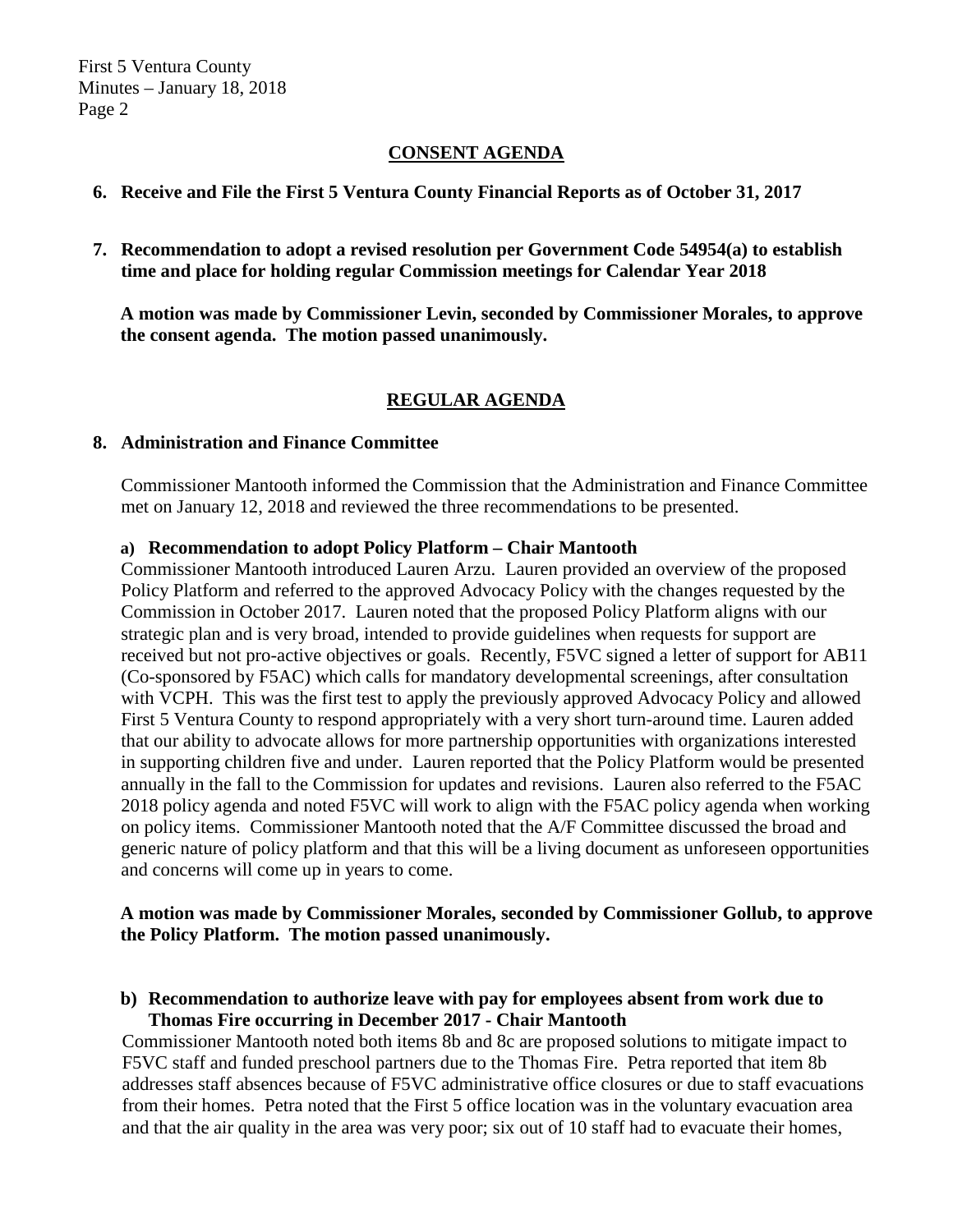## CONSENT AGENDA

**6. Receive and File the First 5 Ventura County Financial Reports as of October 31, 2017**

**7. Recommendation to adopt a revised resolution per Government Code 54954(a) to establish time and place for holding regular Commission meetings for Calendar Year 2018**

**A motion was made by Commissioner Levin, seconded by Commissioner Morales, to approve the consent agenda. The motion passed unanimously.**

## REGULAR AGENDA

**8. Administration and Finance Committee**

Commissioner Mantooth informed the Commission that the Administration and Finance Committee met on January 12, 2018 and reviewed the three recommendations to be presented.

**a) Recommendation to adopt Policy Platform – Chair Mantooth**

Commissioner Mantooth introduced Lauren Arzu. Lauren provided an overview of the proposed Policy Platform and referred to the approved Advocacy Policy with the changes requested by the Commission in October 2017. Lauren noted that the proposed Policy Platform aligns with our strategic plan and is very broad, intended to provide guidelines when requests for support are received but not pro-active objectives or goals. Recently, F5VC signed a letter of support for AB11 (Co-sponsored by F5AC) which calls for mandatory developmental screenings, after consultation with VCPH. This was the first test to apply the previously approved Advocacy Policy and allowed First 5 Ventura County to respond appropriately with a very short turn-around time. Lauren added that our ability to advocate allows for more partnership opportunities with organizations interested in supporting children five and under. Lauren reported that the Policy Platform would be presented annually in the fall to the Commission for updates and revisions. Lauren also referred to the F5AC 2018 policy agenda and noted F5VC will work to align with the F5AC policy agenda when working on policy items. Commissioner Mantooth noted that the A/F Committee discussed the broad and generic nature of policy platform and that this will be a living document as unforeseen opportunities and concerns will come up in years to come.

**A motion was made by Commissioner Morales, seconded by Commissioner Gollub, to approve the Policy Platform. The motion passed unanimously.**

**b) Recommendation to authorize leave with pay for employees absent from work due to Thomas Fire occurring in December 2017 - Chair Mantooth**

Commissioner Mantooth noted both items 8b and 8c are proposed solutions to mitigate impact to F5VC staff and funded preschool partners due to the Thomas Fire. Petra reported that item 8b addresses staff absences because of F5VC administrative office closures or due to staff evacuations from their homes. Petra noted that the First 5 office location was in the voluntary evacuation area and that the air quality in the area was very poor; six out of 10 staff had to evacuate their homes,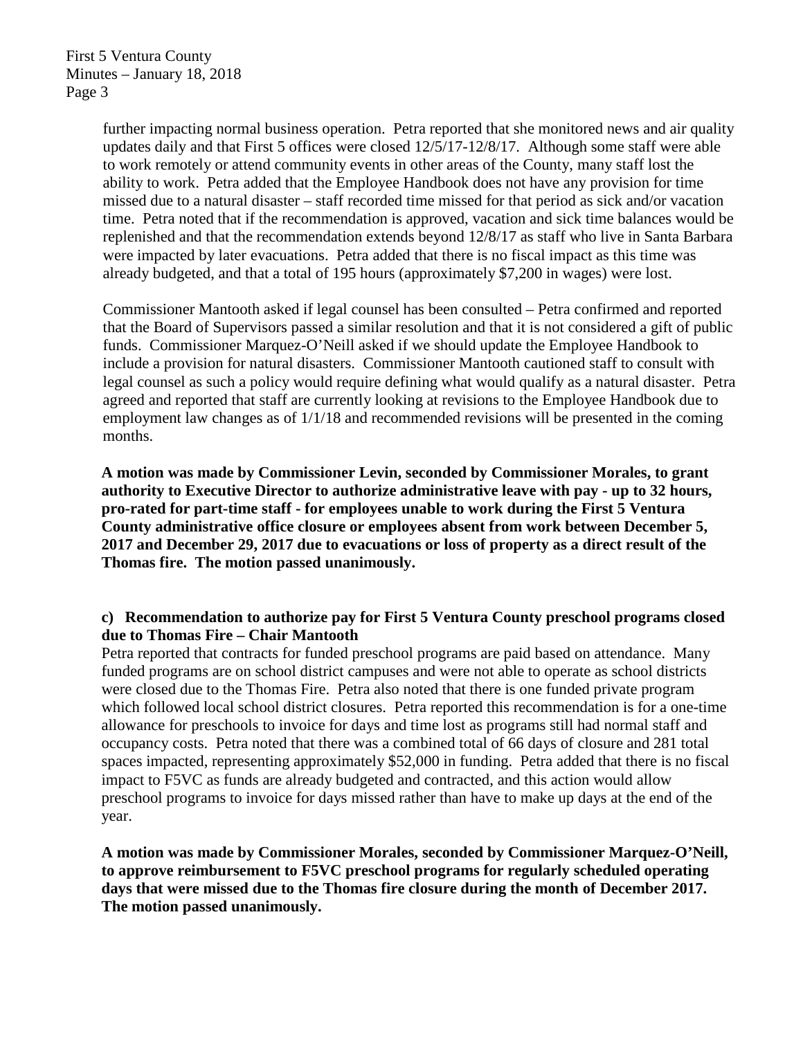further impacting normal business operation. Petra reported that she monitored news and air quality updates daily and that First 5 offices were closed 12/5/17-12/8/17. Although some staff were able to work remotely or attend community events in other areas of the County, many staff lost the ability to work. Petra added that the Employee Handbook does not have any provision for time missed due to a natural disaster – staff recorded time missed for that period as sick and/or vacation time. Petra noted that if the recommendation is approved, vacation and sick time balances would be replenished and that the recommendation extends beyond 12/8/17 as staff who live in Santa Barbara were impacted by later evacuations. Petra added that there is no fiscal impact as this time was already budgeted, and that a total of 195 hours (approximately $7,200 in wages) were lost.

Commissioner Mantooth asked if legal counsel has been consulted – Petra confirmed and reported that the Board of Supervisors passed a similar resolution and that it is not considered a gift of public funds. Commissioner Marquez-O'Neill asked if we should update the Employee Handbook to include a provision for natural disasters. Commissioner Mantooth cautioned staff to consult with legal counsel as such a policy would require defining what would qualify as a natural disaster. Petra agreed and reported that staff are currently looking at revisions to the Employee Handbook due to employment law changes as of 1/1/18 and recommended revisions will be presented in the coming months.

**A motion was made by Commissioner Levin, seconded by Commissioner Morales, to grant authority to Executive Director to authorize administrative leave with pay - up to 32 hours, pro-rated for part-time staff - for employees unable to work during the First 5 Ventura County administrative office closure or employees absent from work between December 5, 2017 and December 29, 2017 due to evacuations or loss of property as a direct result of the Thomas fire. The motion passed unanimously.**

**c) Recommendation to authorize pay for First 5 Ventura County preschool programs closed due to Thomas Fire – Chair Mantooth**

Petra reported that contracts for funded preschool programs are paid based on attendance. Many funded programs are on school district campuses and were not able to operate as school districts were closed due to the Thomas Fire. Petra also noted that there is one funded private program which followed local school district closures. Petra reported this recommendation is for a one-time allowance for preschools to invoice for days and time lost as programs still had normal staff and occupancy costs. Petra noted that there was a combined total of 66 days of closure and 281 total spaces impacted, representing approximately $52,000 in funding. Petra added that there is no fiscal impact to F5VC as funds are already budgeted and contracted, and this action would allow preschool programs to invoice for days missed rather than have to make up days at the end of the year.

**A motion was made by Commissioner Morales, seconded by Commissioner Marquez-O'Neill, to approve reimbursement to F5VC preschool programs for regularly scheduled operating days that were missed due to the Thomas fire closure during the month of December 2017. The motion passed unanimously.**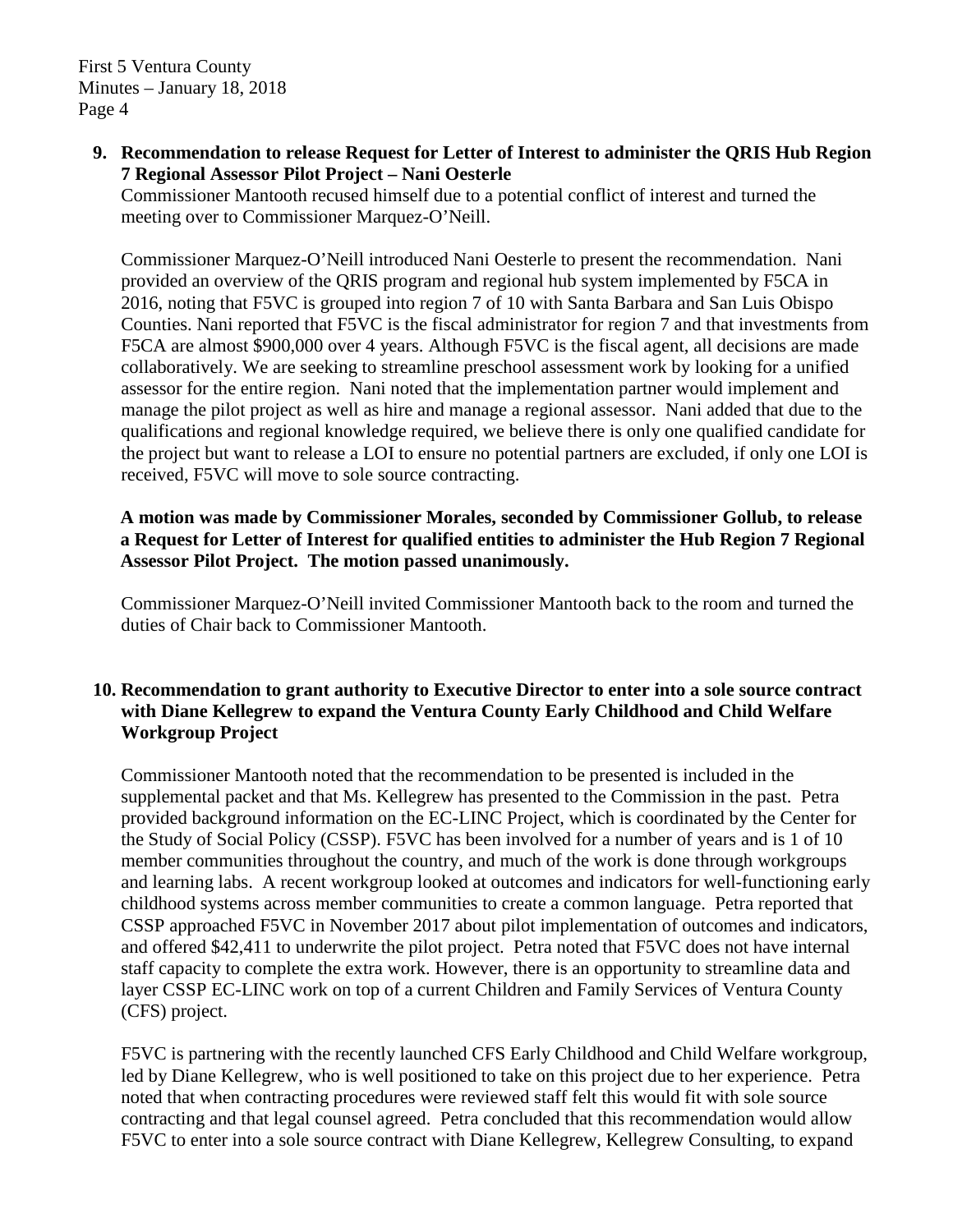**9. Recommendation to release Request for Letter of Interest to administer the QRIS Hub Region 7 Regional Assessor Pilot Project – Nani Oesterle**

Commissioner Mantooth recused himself due to a potential conflict of interest and turned the meeting over to Commissioner Marquez-O'Neill.

Commissioner Marquez-O'Neill introduced Nani Oesterle to present the recommendation. Nani provided an overview of the QRIS program and regional hub system implemented by F5CA in 2016, noting that F5VC is grouped into region 7 of 10 with Santa Barbara and San Luis Obispo Counties. Nani reported that F5VC is the fiscal administrator for region 7 and that investments from F5CA are almost $900,000 over 4 years. Although F5VC is the fiscal agent, all decisions are made collaboratively. We are seeking to streamline preschool assessment work by looking for a unified assessor for the entire region. Nani noted that the implementation partner would implement and manage the pilot project as well as hire and manage a regional assessor. Nani added that due to the qualifications and regional knowledge required, we believe there is only one qualified candidate for the project but want to release a LOI to ensure no potential partners are excluded, if only one LOI is received, F5VC will move to sole source contracting.

**A motion was made by Commissioner Morales, seconded by Commissioner Gollub, to release a Request for Letter of Interest for qualified entities to administer the Hub Region 7 Regional Assessor Pilot Project. The motion passed unanimously.**

Commissioner Marquez-O'Neill invited Commissioner Mantooth back to the room and turned the duties of Chair back to Commissioner Mantooth.

**10. Recommendation to grant authority to Executive Director to enter into a sole source contract with Diane Kellegrew to expand the Ventura County Early Childhood and Child Welfare Workgroup Project**

Commissioner Mantooth noted that the recommendation to be presented is included in the supplemental packet and that Ms. Kellegrew has presented to the Commission in the past. Petra provided background information on the EC-LINC Project, which is coordinated by the Center for the Study of Social Policy (CSSP). F5VC has been involved for a number of years and is 1 of 10 member communities throughout the country, and much of the work is done through workgroups and learning labs. A recent workgroup looked at outcomes and indicators for well-functioning early childhood systems across member communities to create a common language. Petra reported that CSSP approached F5VC in November 2017 about pilot implementation of outcomes and indicators, and offered $42,411 to underwrite the pilot project. Petra noted that F5VC does not have internal staff capacity to complete the extra work. However, there is an opportunity to streamline data and layer CSSP EC-LINC work on top of a current Children and Family Services of Ventura County (CFS) project.

F5VC is partnering with the recently launched CFS Early Childhood and Child Welfare workgroup, led by Diane Kellegrew, who is well positioned to take on this project due to her experience. Petra noted that when contracting procedures were reviewed staff felt this would fit with sole source contracting and that legal counsel agreed. Petra concluded that this recommendation would allow F5VC to enter into a sole source contract with Diane Kellegrew, Kellegrew Consulting, to expand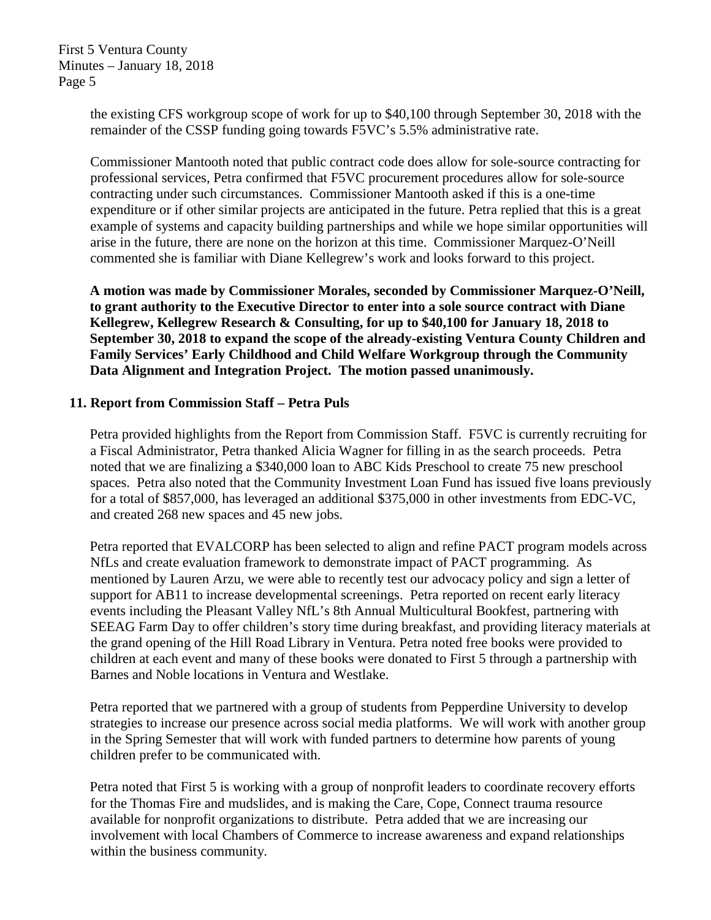the existing CFS workgroup scope of work for up to $40,100 through September 30, 2018 with the remainder of the CSSP funding going towards F5VC's 5.5% administrative rate.

Commissioner Mantooth noted that public contract code does allow for sole-source contracting for professional services, Petra confirmed that F5VC procurement procedures allow for sole-source contracting under such circumstances. Commissioner Mantooth asked if this is a one-time expenditure or if other similar projects are anticipated in the future. Petra replied that this is a great example of systems and capacity building partnerships and while we hope similar opportunities will arise in the future, there are none on the horizon at this time. Commissioner Marquez-O'Neill commented she is familiar with Diane Kellegrew's work and looks forward to this project.

**A motion was made by Commissioner Morales, seconded by Commissioner Marquez-O'Neill, to grant authority to the Executive Director to enter into a sole source contract with Diane Kellegrew, Kellegrew Research & Consulting, for up to $40,100 for January 18, 2018 to September 30, 2018 to expand the scope of the already-existing Ventura County Children and Family Services' Early Childhood and Child Welfare Workgroup through the Community Data Alignment and Integration Project. The motion passed unanimously.**

## 11. Report from Commission Staff – Petra Puls

Petra provided highlights from the Report from Commission Staff. F5VC is currently recruiting for a Fiscal Administrator, Petra thanked Alicia Wagner for filling in as the search proceeds. Petra noted that we are finalizing a $340,000 loan to ABC Kids Preschool to create 75 new preschool spaces. Petra also noted that the Community Investment Loan Fund has issued five loans previously for a total of $857,000, has leveraged an additional $375,000 in other investments from EDC-VC, and created 268 new spaces and 45 new jobs.

Petra reported that EVALCORP has been selected to align and refine PACT program models across NfLs and create evaluation framework to demonstrate impact of PACT programming. As mentioned by Lauren Arzu, we were able to recently test our advocacy policy and sign a letter of support for AB11 to increase developmental screenings. Petra reported on recent early literacy events including the Pleasant Valley NfL's 8th Annual Multicultural Bookfest, partnering with SEEAG Farm Day to offer children's story time during breakfast, and providing literacy materials at the grand opening of the Hill Road Library in Ventura. Petra noted free books were provided to children at each event and many of these books were donated to First 5 through a partnership with Barnes and Noble locations in Ventura and Westlake.

Petra reported that we partnered with a group of students from Pepperdine University to develop strategies to increase our presence across social media platforms. We will work with another group in the Spring Semester that will work with funded partners to determine how parents of young children prefer to be communicated with.

Petra noted that First 5 is working with a group of nonprofit leaders to coordinate recovery efforts for the Thomas Fire and mudslides, and is making the Care, Cope, Connect trauma resource available for nonprofit organizations to distribute. Petra added that we are increasing our involvement with local Chambers of Commerce to increase awareness and expand relationships within the business community.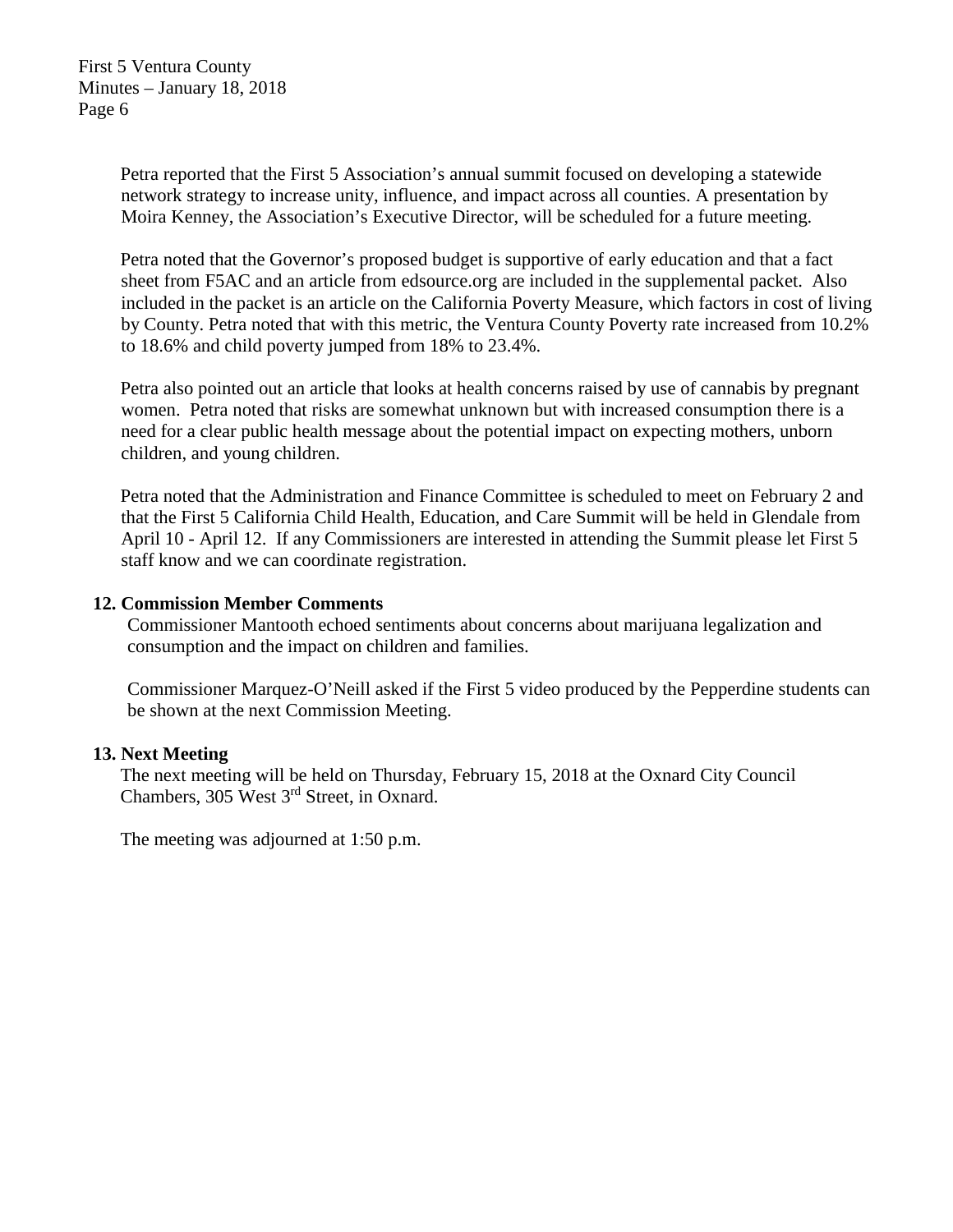Petra reported that the First 5 Association's annual summit focused on developing a statewide network strategy to increase unity, influence, and impact across all counties. A presentation by Moira Kenney, the Association's Executive Director, will be scheduled for a future meeting.

Petra noted that the Governor's proposed budget is supportive of early education and that a fact sheet from F5AC and an article from edsource.org are included in the supplemental packet. Also included in the packet is an article on the California Poverty Measure, which factors in cost of living by County. Petra noted that with this metric, the Ventura County Poverty rate increased from 10.2% to 18.6% and child poverty jumped from 18% to 23.4%.

Petra also pointed out an article that looks at health concerns raised by use of cannabis by pregnant women. Petra noted that risks are somewhat unknown but with increased consumption there is a need for a clear public health message about the potential impact on expecting mothers, unborn children, and young children.

Petra noted that the Administration and Finance Committee is scheduled to meet on February 2 and that the First 5 California Child Health, Education, and Care Summit will be held in Glendale from April 10 - April 12. If any Commissioners are interested in attending the Summit please let First 5 staff know and we can coordinate registration.

**12. Commission Member Comments**

Commissioner Mantooth echoed sentiments about concerns about marijuana legalization and consumption and the impact on children and families.

Commissioner Marquez-O'Neill asked if the First 5 video produced by the Pepperdine students can be shown at the next Commission Meeting.

**13. Next Meeting**

The next meeting will be held on Thursday, February 15, 2018 at the Oxnard City Council Chambers, 305 West 3rd Street, in Oxnard.

The meeting was adjourned at 1:50 p.m.